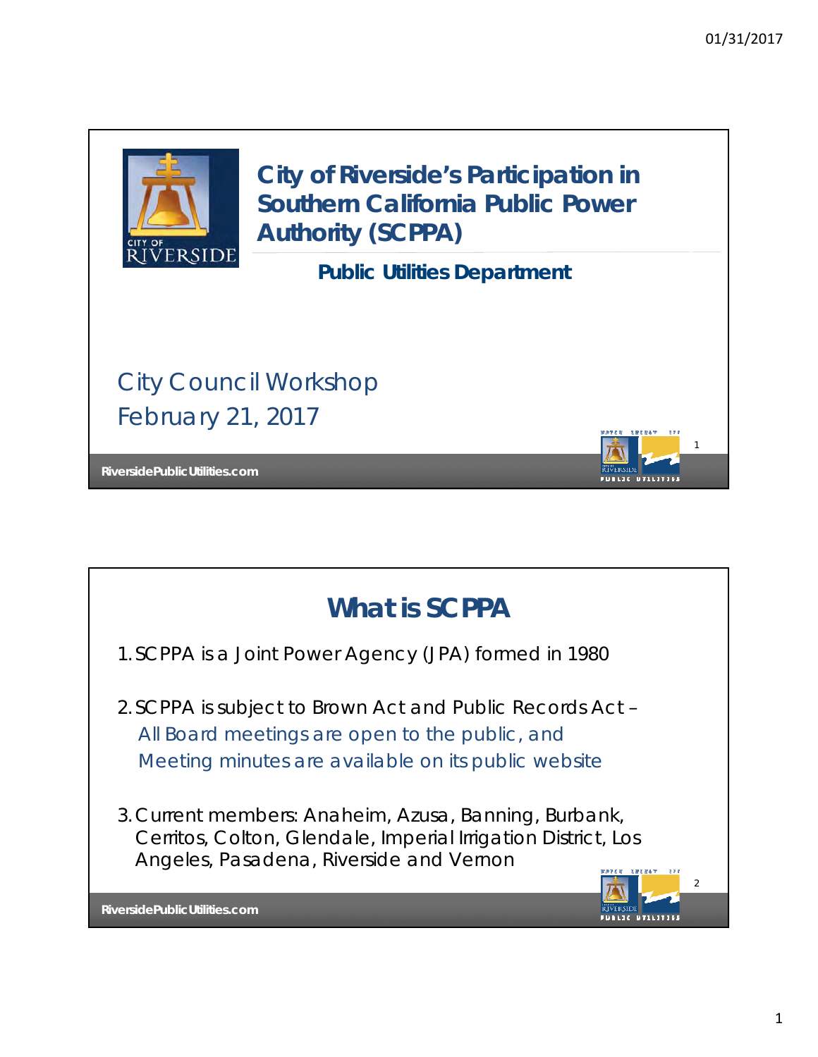# City of Riverside's Participation in Southern California Public Power Authority (SCPPA)

**Public Utilities Department**

City Council Workshop
February 21, 2017

RiversidePublicUtilities.com

## What is SCPPA

1. SCPPA is a Joint Power Agency (JPA) formed in 1980

2. SCPPA is subject to Brown Act and Public Records Act –
   All Board meetings are open to the public, and
   Meeting minutes are available on its public website

3. Current members: Anaheim, Azusa, Banning, Burbank, Cerritos, Colton, Glendale, Imperial Irrigation District, Los Angeles, Pasadena, Riverside and Vernon

RiversidePublicUtilities.com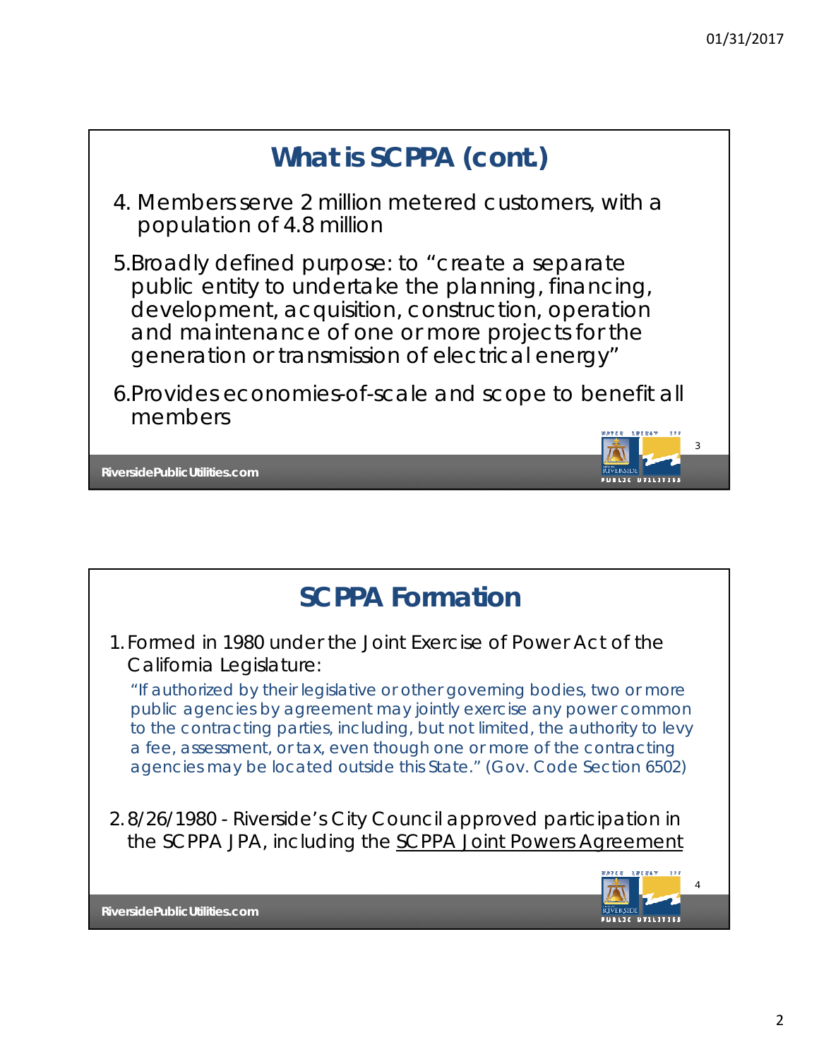## What is SCPPA (cont.)

4. Members serve 2 million metered customers, with a population of 4.8 million

5. Broadly defined purpose: to "create a separate public entity to undertake the planning, financing, development, acquisition, construction, operation and maintenance of one or more projects for the generation or transmission of electrical energy"

6. Provides economies-of-scale and scope to benefit all members

## SCPPA Formation

1. Formed in 1980 under the Joint Exercise of Power Act of the California Legislature:

   "If authorized by their legislative or other governing bodies, two or more public agencies by agreement may jointly exercise any power common to the contracting parties, including, but not limited, the authority to levy a fee, assessment, or tax, even though one or more of the contracting agencies may be located outside this State." (Gov. Code Section 6502)

2. 8/26/1980 - Riverside's City Council approved participation in the SCPPA JPA, including the SCPPA Joint Powers Agreement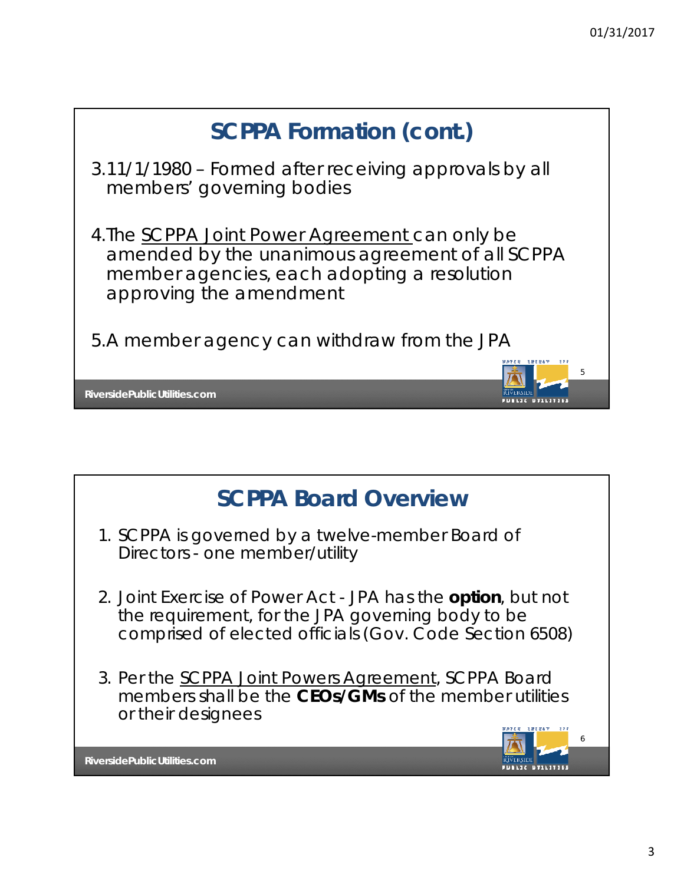## SCPPA Formation (cont.)

3. 11/1/1980 – Formed after receiving approvals by all members' governing bodies

4. The <u>SCPPA Joint Power Agreement</u> can only be amended by the unanimous agreement of all SCPPA member agencies, each adopting a resolution approving the amendment

5. A member agency can withdraw from the JPA

## SCPPA Board Overview

1. SCPPA is governed by a twelve-member Board of Directors - one member/utility

2. Joint Exercise of Power Act - JPA has the **option**, but not the requirement, for the JPA governing body to be comprised of elected officials (Gov. Code Section 6508)

3. Per the <u>SCPPA Joint Powers Agreement</u>, SCPPA Board members shall be the **CEOs/GMs** of the member utilities or their designees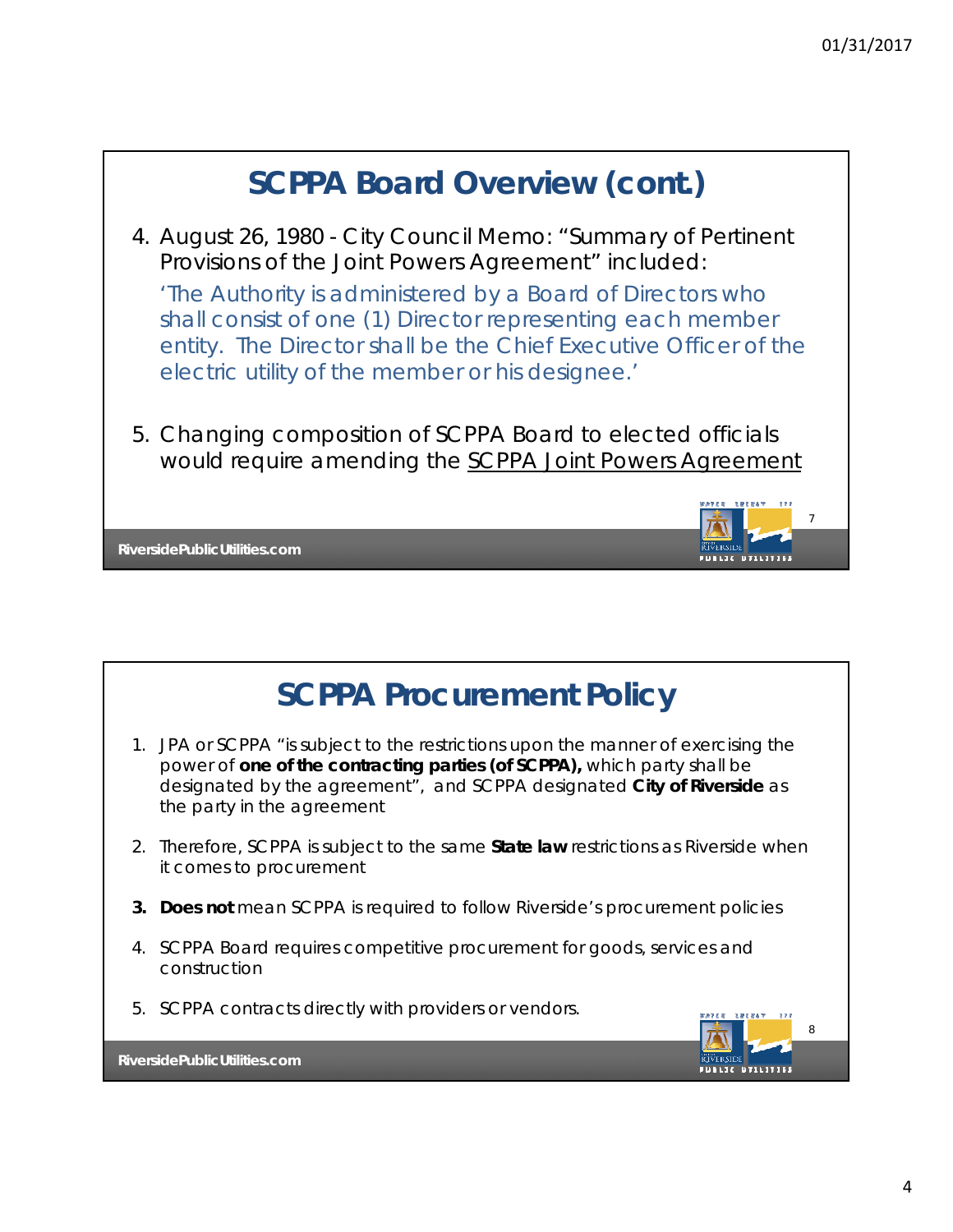## SCPPA Board Overview (cont.)

4. August 26, 1980 - City Council Memo: "Summary of Pertinent Provisions of the Joint Powers Agreement" included:

   'The Authority is administered by a Board of Directors who shall consist of one (1) Director representing each member entity. The Director shall be the Chief Executive Officer of the electric utility of the member or his designee.'

5. Changing composition of SCPPA Board to elected officials would require amending the SCPPA Joint Powers Agreement

## SCPPA Procurement Policy

1. JPA or SCPPA "is subject to the restrictions upon the manner of exercising the power of **one of the contracting parties (of SCPPA),** which party shall be designated by the agreement", and SCPPA designated **City of Riverside** as the party in the agreement
2. Therefore, SCPPA is subject to the same **State law** restrictions as Riverside when it comes to procurement
3. **Does not** mean SCPPA is required to follow Riverside's procurement policies
4. SCPPA Board requires competitive procurement for goods, services and construction
5. SCPPA contracts directly with providers or vendors.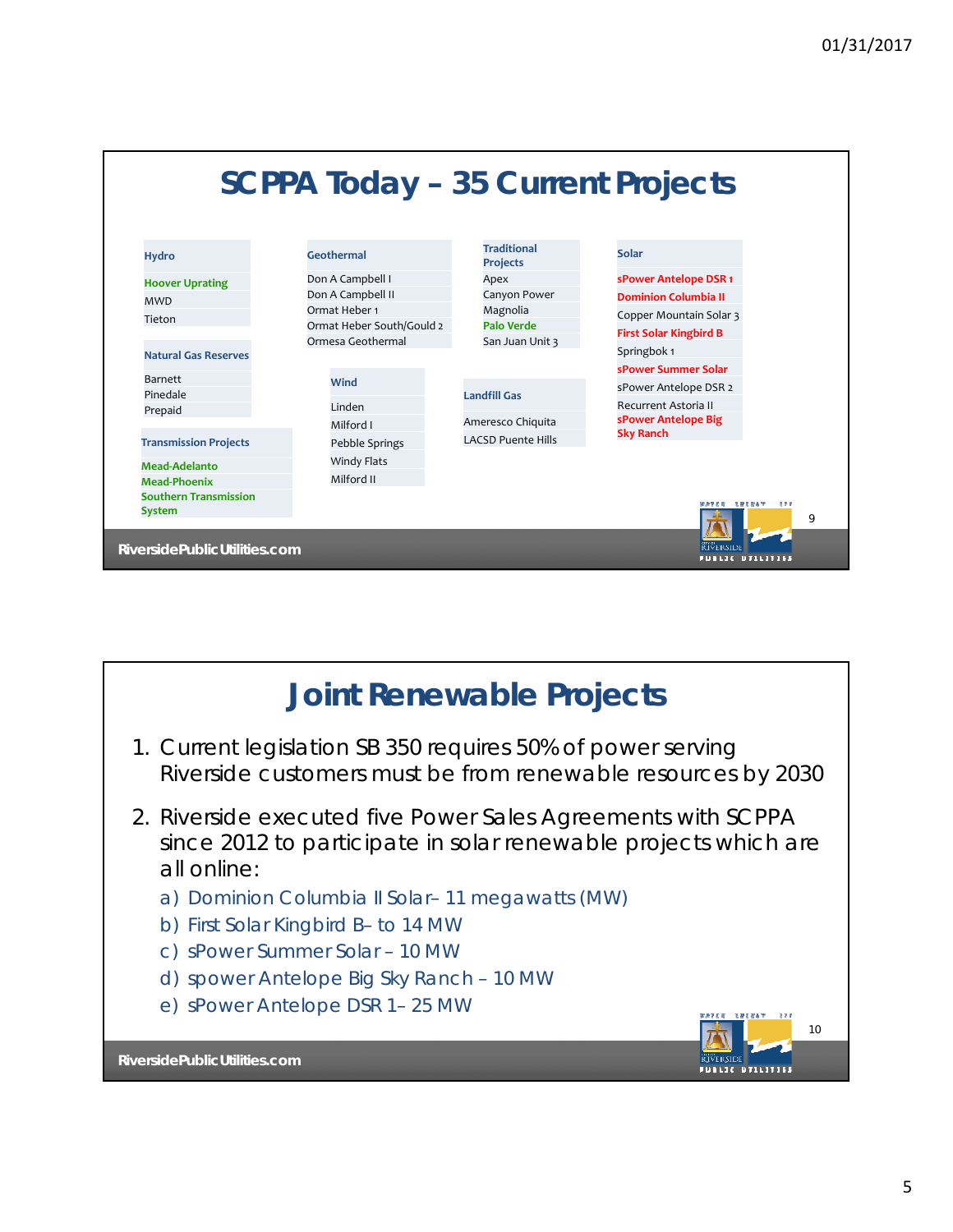## SCPPA Today – 35 Current Projects

**Hydro**
- **Hoover Uprating**
- MWD
- Tieton

**Natural Gas Reserves**
- Barnett
- Pinedale
- Prepaid

**Transmission Projects**
- **Mead-Adelanto**
- **Mead-Phoenix**
- **Southern Transmission System**

**Geothermal**
- Don A Campbell I
- Don A Campbell II
- Ormat Heber 1
- Ormat Heber South/Gould 2
- Ormesa Geothermal

**Wind**
- Linden
- Milford I
- Pebble Springs
- Windy Flats
- Milford II

**Traditional Projects**
- Apex
- Canyon Power
- Magnolia
- **Palo Verde**
- San Juan Unit 3

**Landfill Gas**
- Ameresco Chiquita
- LACSD Puente Hills

**Solar**
- **sPower Antelope DSR 1**
- **Dominion Columbia II**
- Copper Mountain Solar 3
- **First Solar Kingbird B**
- Springbok 1
- **sPower Summer Solar**
- sPower Antelope DSR 2
- Recurrent Astoria II
- **sPower Antelope Big Sky Ranch**

## Joint Renewable Projects

1. Current legislation SB 350 requires 50% of power serving Riverside customers must be from renewable resources by 2030
2. Riverside executed five Power Sales Agreements with SCPPA since 2012 to participate in solar renewable projects which are all online:
   a) Dominion Columbia II Solar– 11 megawatts (MW)
   b) First Solar Kingbird B– to 14 MW
   c) sPower Summer Solar – 10 MW
   d) spower Antelope Big Sky Ranch – 10 MW
   e) sPower Antelope DSR 1– 25 MW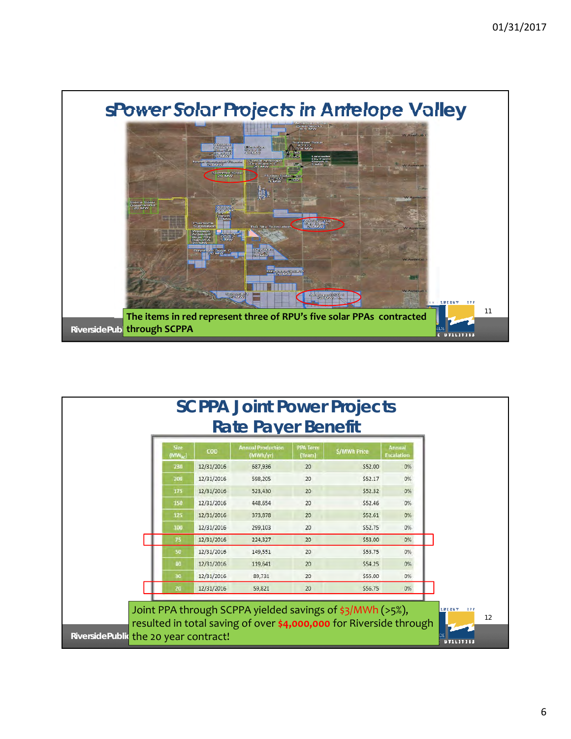## sPower Solar Projects in Antelope Valley

The items in red represent three of RPU's five solar PPAs contracted through SCPPA

## SCPPA Joint Power Projects Rate Payer Benefit

| Size (MW$_{AC}$) | COD | Annual Production (MWh/yr) | PPA Term (Years) | $/MWh Price | Annual Escalation |
|---|---|---|---|---|---|
| 230 | 12/31/2016 | 687,936 | 20 | $52.00 | 0% |
| 200 | 12/31/2016 | 598,205 | 20 | $52.17 | 0% |
| 175 | 12/31/2016 | 523,430 | 20 | $52.32 | 0% |
| 150 | 12/31/2016 | 448,654 | 20 | $52.46 | 0% |
| 125 | 12/31/2016 | 373,878 | 20 | $52.61 | 0% |
| 100 | 12/31/2016 | 299,103 | 20 | $52.75 | 0% |
| 75 | 12/31/2016 | 224,327 | 20 | $53.00 | 0% |
| 50 | 12/31/2016 | 149,551 | 20 | $53.75 | 0% |
| 40 | 12/31/2016 | 119,641 | 20 | $54.25 | 0% |
| 30 | 12/31/2016 | 89,731 | 20 | $55.00 | 0% |
| 20 | 12/31/2016 | 59,821 | 20 | $56.75 | 0% |

Joint PPA through SCPPA yielded savings of $3/MWh (>5%), resulted in total saving of over **$4,000,000** for Riverside through the 20 year contract!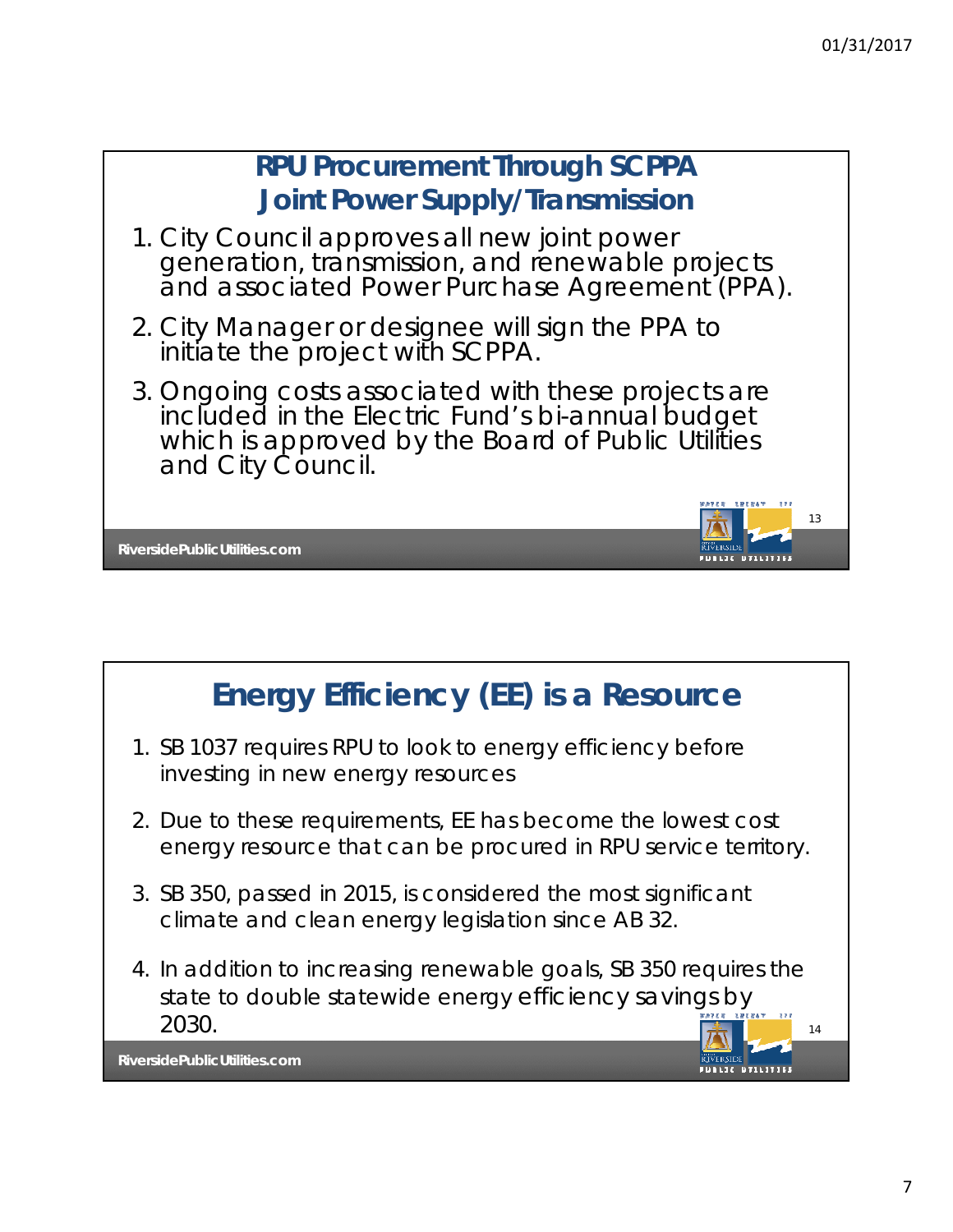## RPU Procurement Through SCPPA Joint Power Supply/Transmission

1. City Council approves all new joint power generation, transmission, and renewable projects and associated Power Purchase Agreement (PPA).
2. City Manager or designee will sign the PPA to initiate the project with SCPPA.
3. Ongoing costs associated with these projects are included in the Electric Fund's bi-annual budget which is approved by the Board of Public Utilities and City Council.

## Energy Efficiency (EE) is a Resource

1. SB 1037 requires RPU to look to energy efficiency before investing in new energy resources
2. Due to these requirements, EE has become the lowest cost energy resource that can be procured in RPU service territory.
3. SB 350, passed in 2015, is considered the most significant climate and clean energy legislation since AB 32.
4. In addition to increasing renewable goals, SB 350 requires the state to double statewide energy efficiency savings by 2030.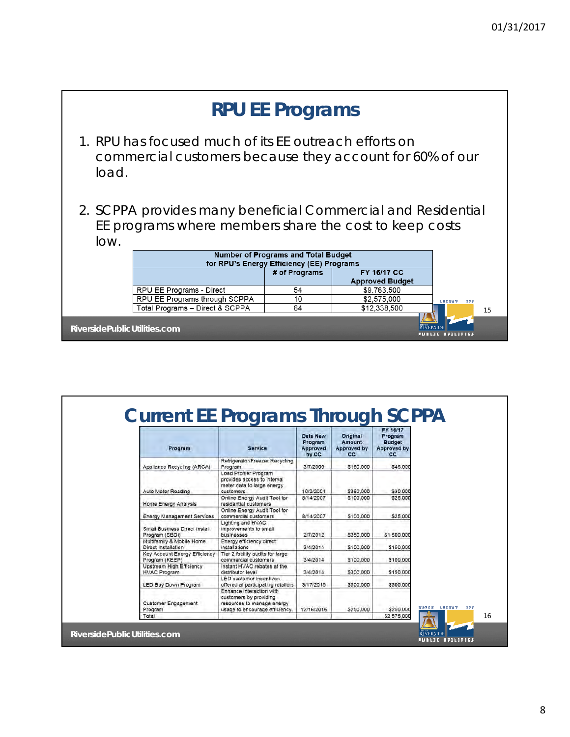# RPU EE Programs

1. RPU has focused much of its EE outreach efforts on commercial customers because they account for 60% of our load.

2. SCPPA provides many beneficial Commercial and Residential EE programs where members share the cost to keep costs low.

| Number of Programs and Total Budget for RPU's Energy Efficiency (EE) Programs | | |
|---|---|---|
| | # of Programs | FY 16/17 CC Approved Budget |
| RPU EE Programs - Direct | 54 | $9,763,500 |
| RPU EE Programs through SCPPA | 10 | $2,575,000 |
| Total Programs – Direct & SCPPA | 64 | $12,338,500 |

RiversidePublicUtilities.com

# Current EE Programs Through SCPPA

| Program | Service | Date New Program Approved by CC | Original Amount Approved by CC | FY 16/17 Program Budget Approved by CC |
|---|---|---|---|---|
| Appliance Recycling (ARCA) | Refrigerator/Freezer Recycling Program | 3/7/2000 | $150,000 | $45,000 |
| Auto Meter Reading | Load Profiler Program provides access to interval meter data to large energy customers | 10/2/2001 | $350,000 | $30,000 |
| Home Energy Analysis | Online Energy Audit Tool for residential customers | 8/14/2007 | $100,000 | $25,000 |
| Energy Management Services | Online Energy Audit Tool for commercial customers | 8/14/2007 | $100,000 | $25,000 |
| Small Business Direct Install Program (SBDI) | Lighting and HVAC improvements to small businesses | 2/7/2012 | $350,000 | $1,500,000 |
| Multifamily & Mobile Home Direct Installation | Energy efficiency direct installations | 3/4/2014 | $100,000 | $150,000 |
| Key Account Energy Efficiency Program (KEEP) | Tier 2 facility audits for large commercial customers | 3/4/2014 | $100,000 | $100,000 |
| Upstream High Efficiency HVAC Program | Instant HVAC rebates at the distributor level | 3/4/2014 | $300,000 | $150,000 |
| LED Buy Down Program | LED customer incentives offered at participating retailers | 3/17/2015 | $300,000 | $300,000 |
| Customer Engagement Program | Enhance interaction with customers by providing resources to manage energy usage to encourage efficiency. | 12/16/2015 | $250,000 | $250,000 |
| Total | | | | $2,575,000 |

RiversidePublicUtilities.com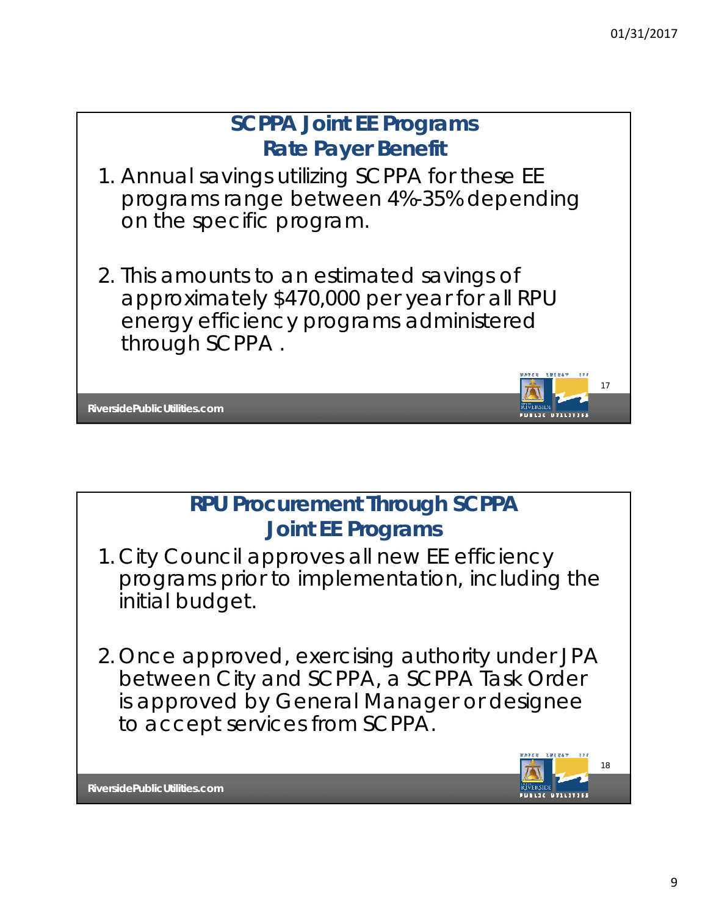## SCPPA Joint EE Programs
## Rate Payer Benefit

1. Annual savings utilizing SCPPA for these EE programs range between 4%-35% depending on the specific program.

2. This amounts to an estimated savings of approximately $470,000 per year for all RPU energy efficiency programs administered through SCPPA .

## RPU Procurement Through SCPPA
## Joint EE Programs

1. City Council approves all new EE efficiency programs prior to implementation, including the initial budget.

2. Once approved, exercising authority under JPA between City and SCPPA, a SCPPA Task Order is approved by General Manager or designee to accept services from SCPPA.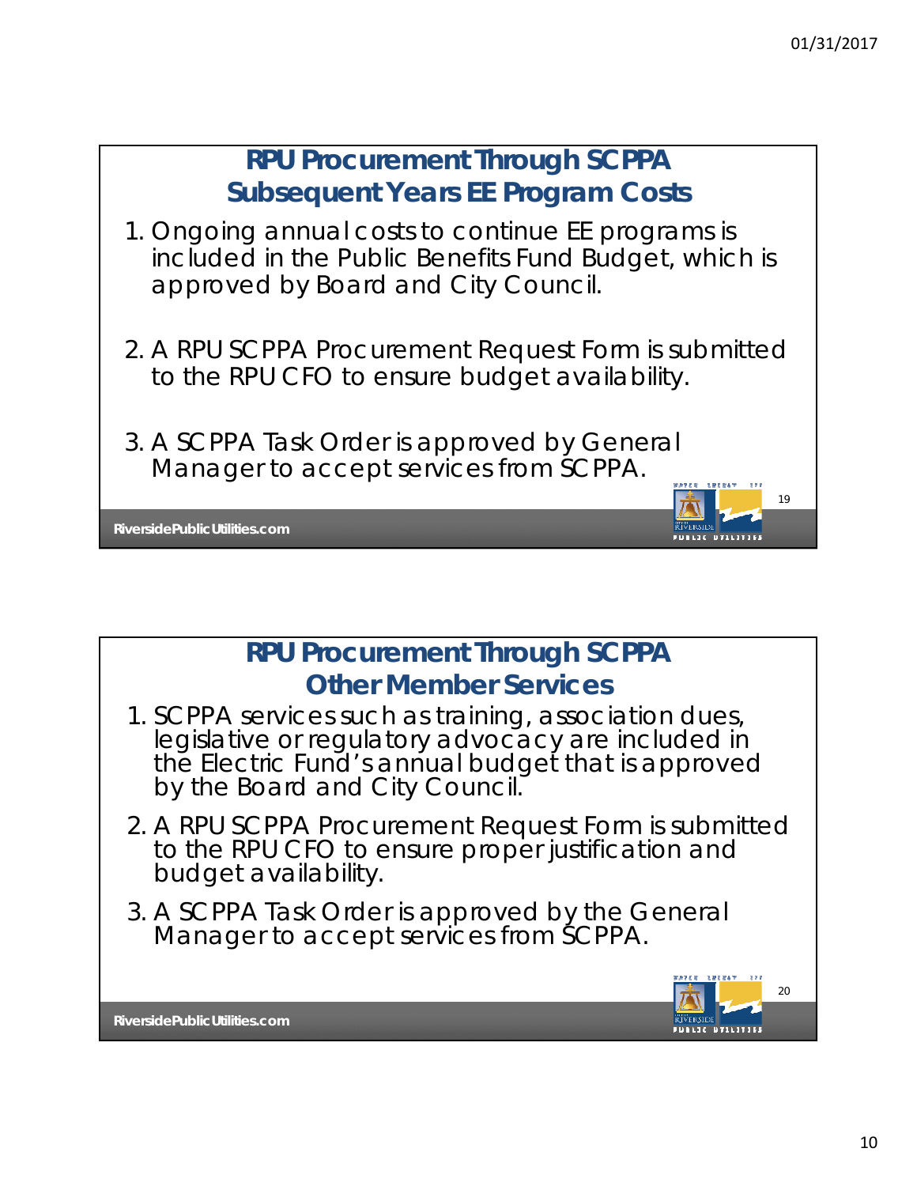## RPU Procurement Through SCPPA
## Subsequent Years EE Program Costs

1. Ongoing annual costs to continue EE programs is included in the Public Benefits Fund Budget, which is approved by Board and City Council.

2. A RPU SCPPA Procurement Request Form is submitted to the RPU CFO to ensure budget availability.

3. A SCPPA Task Order is approved by General Manager to accept services from SCPPA.

## RPU Procurement Through SCPPA
## Other Member Services

1. SCPPA services such as training, association dues, legislative or regulatory advocacy are included in the Electric Fund's annual budget that is approved by the Board and City Council.

2. A RPU SCPPA Procurement Request Form is submitted to the RPU CFO to ensure proper justification and budget availability.

3. A SCPPA Task Order is approved by the General Manager to accept services from SCPPA.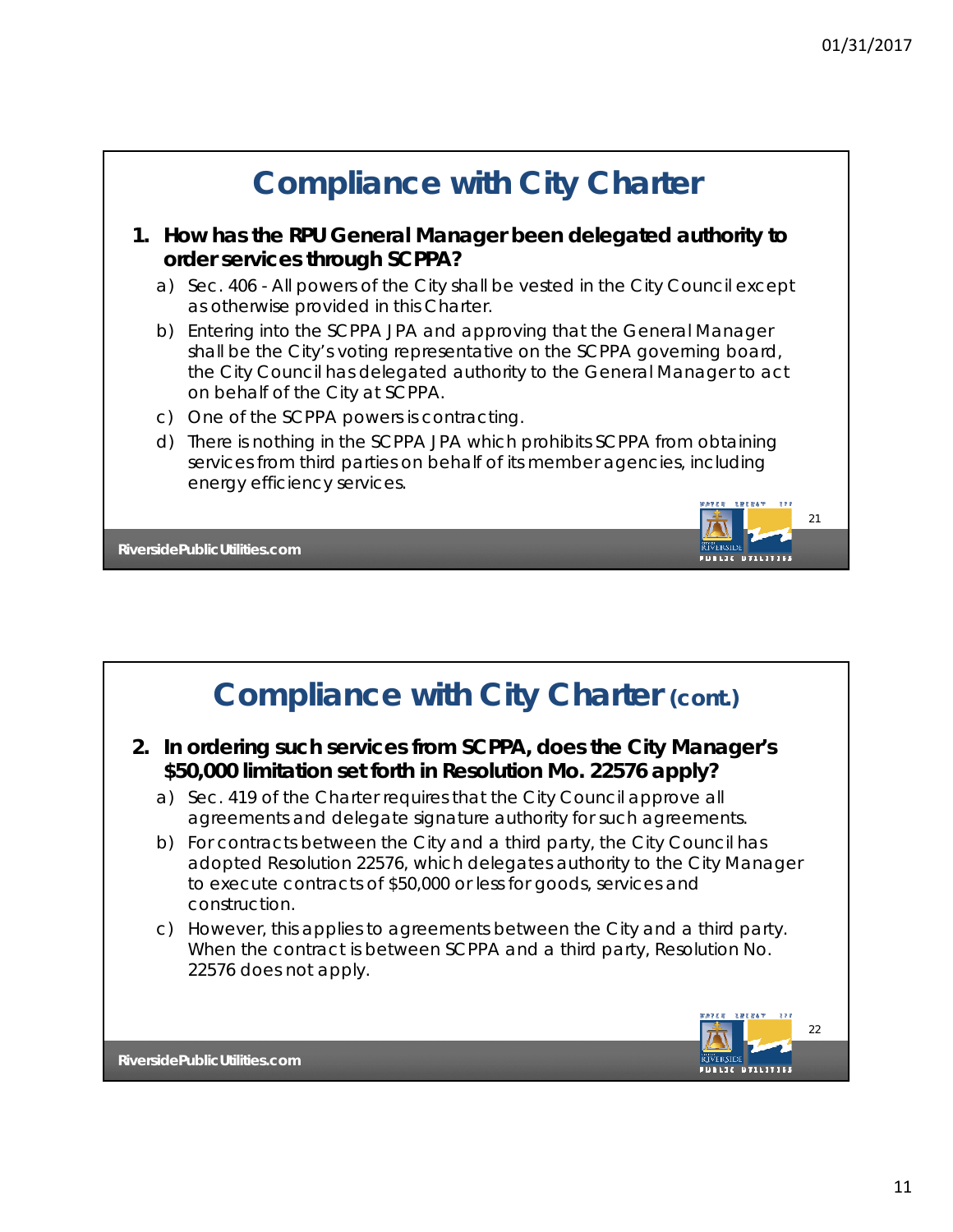# Compliance with City Charter

1. **How has the RPU General Manager been delegated authority to order services through SCPPA?**
   a) Sec. 406 - All powers of the City shall be vested in the City Council except as otherwise provided in this Charter.
   b) Entering into the SCPPA JPA and approving that the General Manager shall be the City's voting representative on the SCPPA governing board, the City Council has delegated authority to the General Manager to act on behalf of the City at SCPPA.
   c) One of the SCPPA powers is contracting.
   d) There is nothing in the SCPPA JPA which prohibits SCPPA from obtaining services from third parties on behalf of its member agencies, including energy efficiency services.

# Compliance with City Charter (cont.)

2. **In ordering such services from SCPPA, does the City Manager's $50,000 limitation set forth in Resolution Mo. 22576 apply?**
   a) Sec. 419 of the Charter requires that the City Council approve all agreements and delegate signature authority for such agreements.
   b) For contracts between the City and a third party, the City Council has adopted Resolution 22576, which delegates authority to the City Manager to execute contracts of $50,000 or less for goods, services and construction.
   c) However, this applies to agreements between the City and a third party. When the contract is between SCPPA and a third party, Resolution No. 22576 does not apply.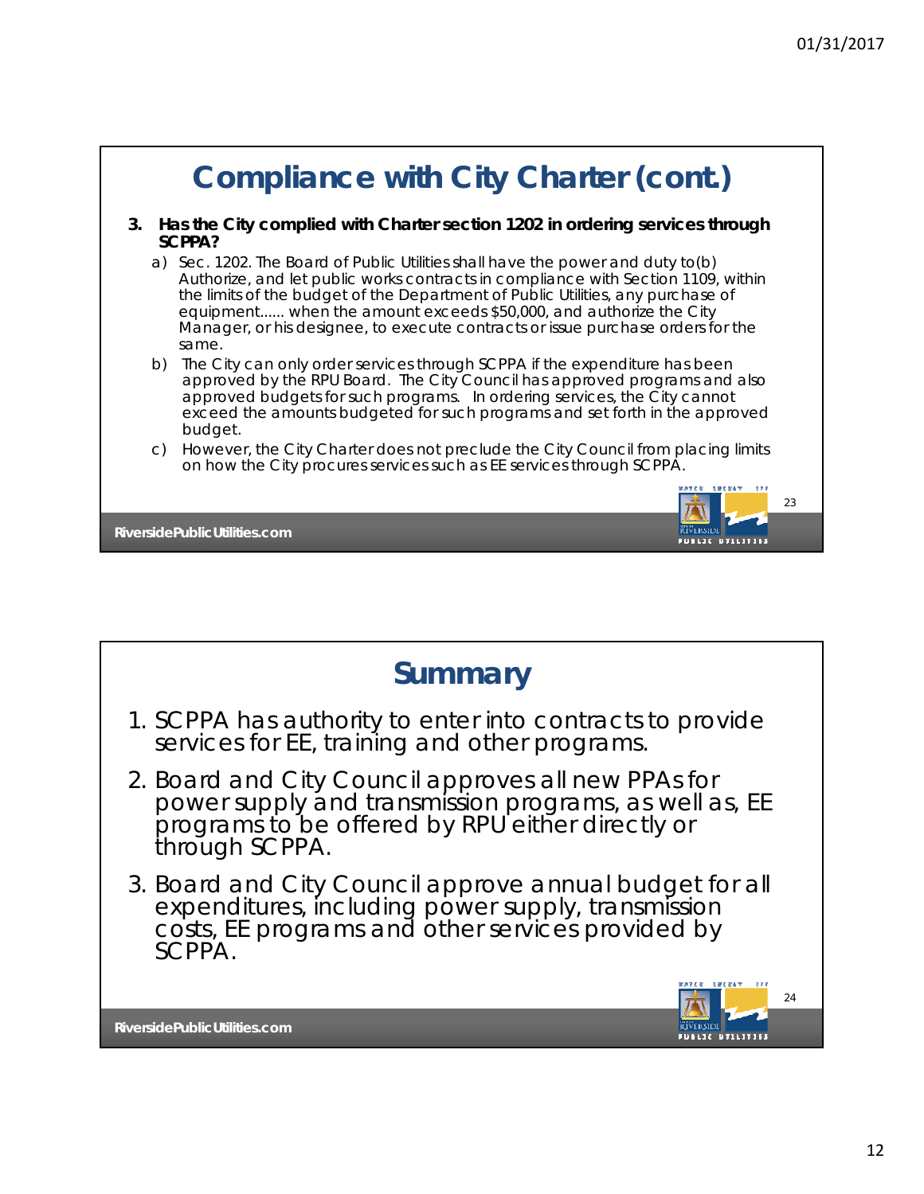# Compliance with City Charter (cont.)

**3. Has the City complied with Charter section 1202 in ordering services through SCPPA?**

a) Sec. 1202. The Board of Public Utilities shall have the power and duty to(b) Authorize, and let public works contracts in compliance with Section 1109, within the limits of the budget of the Department of Public Utilities, any purchase of equipment...... when the amount exceeds $50,000, and authorize the City Manager, or his designee, to execute contracts or issue purchase orders for the same.

b) The City can only order services through SCPPA if the expenditure has been approved by the RPU Board. The City Council has approved programs and also approved budgets for such programs. In ordering services, the City cannot exceed the amounts budgeted for such programs and set forth in the approved budget.

c) However, the City Charter does not preclude the City Council from placing limits on how the City procures services such as EE services through SCPPA.

# Summary

1. SCPPA has authority to enter into contracts to provide services for EE, training and other programs.
2. Board and City Council approves all new PPAs for power supply and transmission programs, as well as, EE programs to be offered by RPU either directly or through SCPPA.
3. Board and City Council approve annual budget for all expenditures, including power supply, transmission costs, EE programs and other services provided by SCPPA.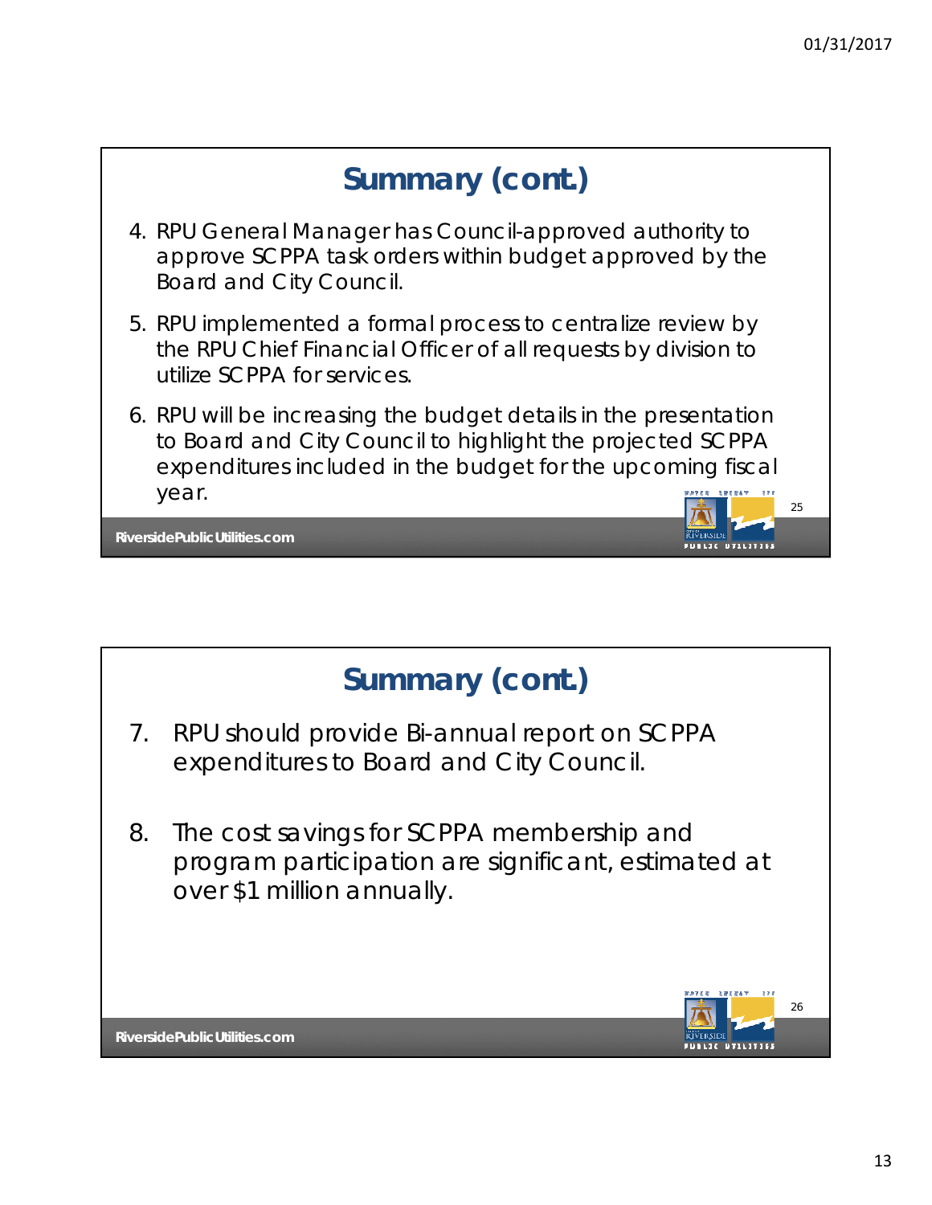## Summary (cont.)

4. RPU General Manager has Council-approved authority to approve SCPPA task orders within budget approved by the Board and City Council.
5. RPU implemented a formal process to centralize review by the RPU Chief Financial Officer of all requests by division to utilize SCPPA for services.
6. RPU will be increasing the budget details in the presentation to Board and City Council to highlight the projected SCPPA expenditures included in the budget for the upcoming fiscal year.

## Summary (cont.)

7. RPU should provide Bi-annual report on SCPPA expenditures to Board and City Council.
8. The cost savings for SCPPA membership and program participation are significant, estimated at over $1 million annually.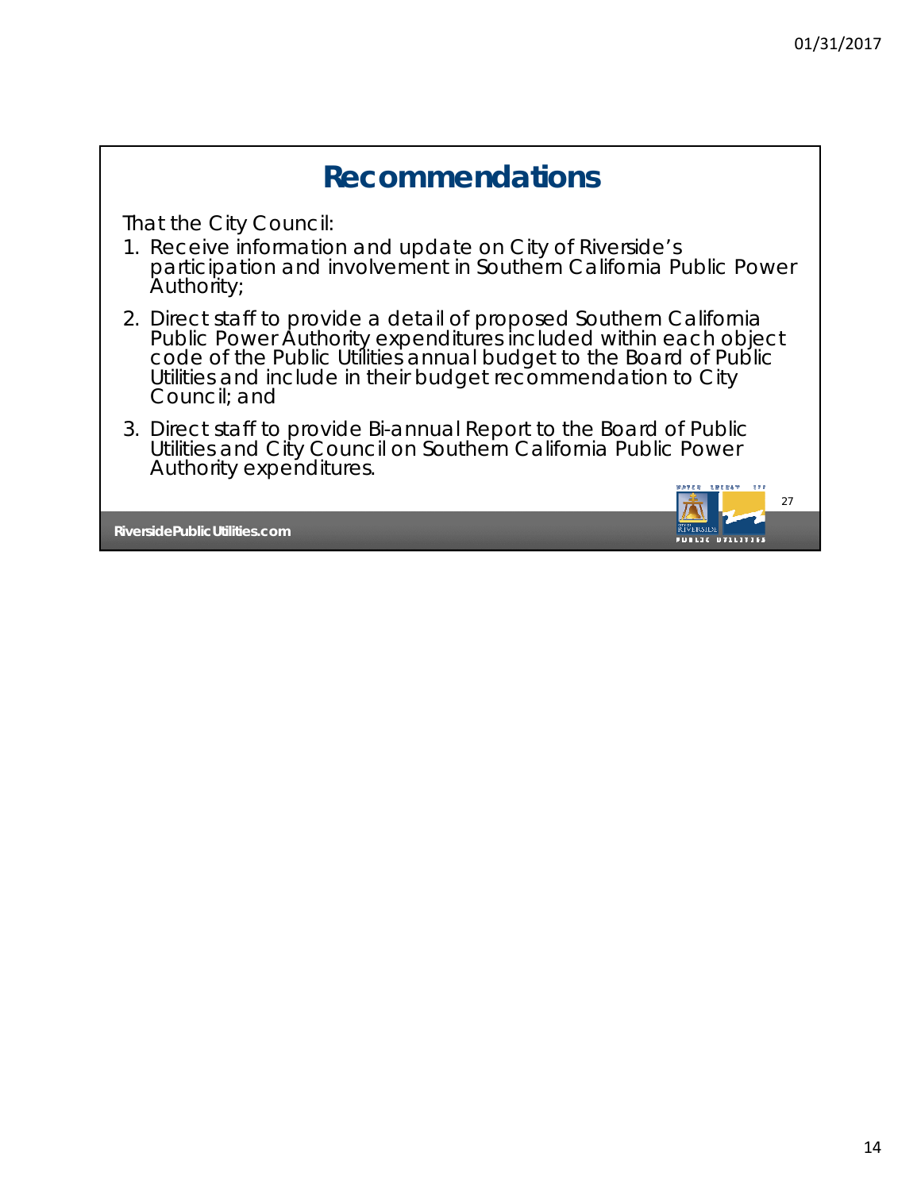# Recommendations

That the City Council:

1. Receive information and update on City of Riverside's participation and involvement in Southern California Public Power Authority;
2. Direct staff to provide a detail of proposed Southern California Public Power Authority expenditures included within each object code of the Public Utilities annual budget to the Board of Public Utilities and include in their budget recommendation to City Council; and
3. Direct staff to provide Bi-annual Report to the Board of Public Utilities and City Council on Southern California Public Power Authority expenditures.

RiversidePublicUtilities.com